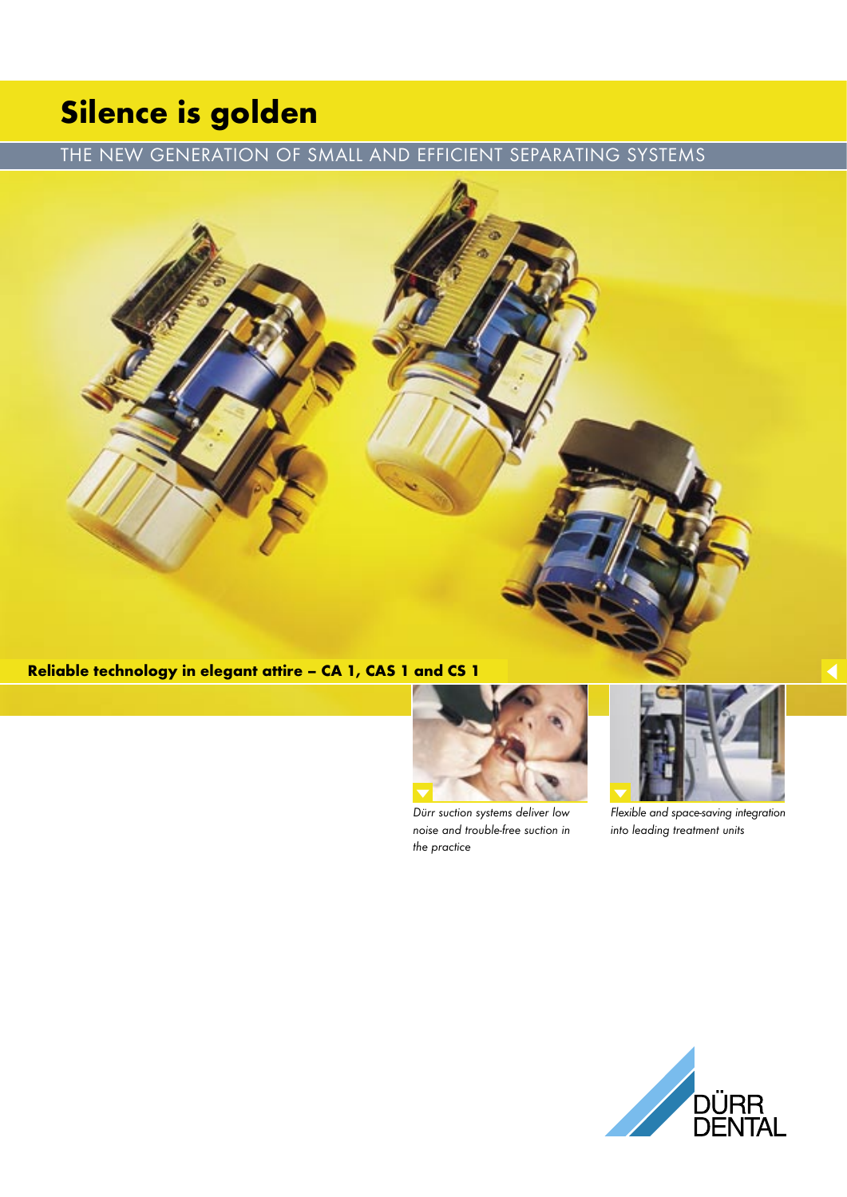# Silence is golden

THE NEW GENERATION OF SMALL AND EFFICIENT SEPARATING SYSTEMS

**Reliable technology in elegant attire – CA 1, CAS 1 and CS 1**

*Dürr suction systems deliver low noise and trouble-free suction in the practice*

*Flexible and space-saving integration into leading treatment units*

DÜRR DENTAL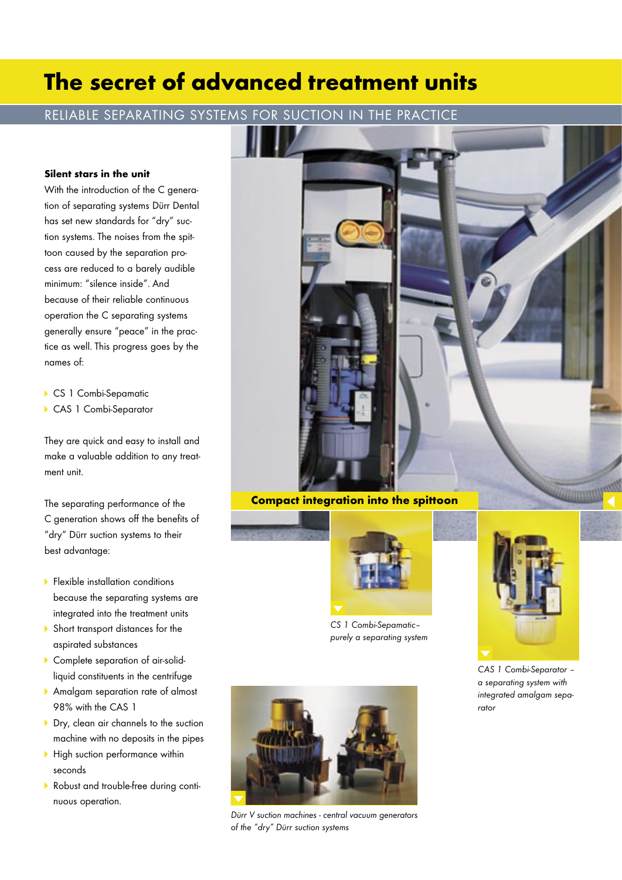# The secret of advanced treatment units

## RELIABLE SEPARATING SYSTEMS FOR SUCTION IN THE PRACTICE

**Silent stars in the unit**

With the introduction of the C generation of separating systems Dürr Dental has set new standards for "dry" suction systems. The noises from the spittoon caused by the separation process are reduced to a barely audible minimum: "silence inside". And because of their reliable continuous operation the C separating systems generally ensure "peace" in the practice as well. This progress goes by the names of:

- CS 1 Combi-Sepamatic
- CAS 1 Combi-Separator

They are quick and easy to install and make a valuable addition to any treatment unit.

The separating performance of the C generation shows off the benefits of "dry" Dürr suction systems to their best advantage:

- Flexible installation conditions because the separating systems are integrated into the treatment units
- Short transport distances for the aspirated substances
- Complete separation of air-solid-liquid constituents in the centrifuge
- Amalgam separation rate of almost 98% with the CAS 1
- Dry, clean air channels to the suction machine with no deposits in the pipes
- High suction performance within seconds
- Robust and trouble-free during continuous operation.

**Compact integration into the spittoon**

*CS 1 Combi-Sepamatic – purely a separating system*

*CAS 1 Combi-Separator – a separating system with integrated amalgam separator*

*Dürr V suction machines - central vacuum generators of the "dry" Dürr suction systems*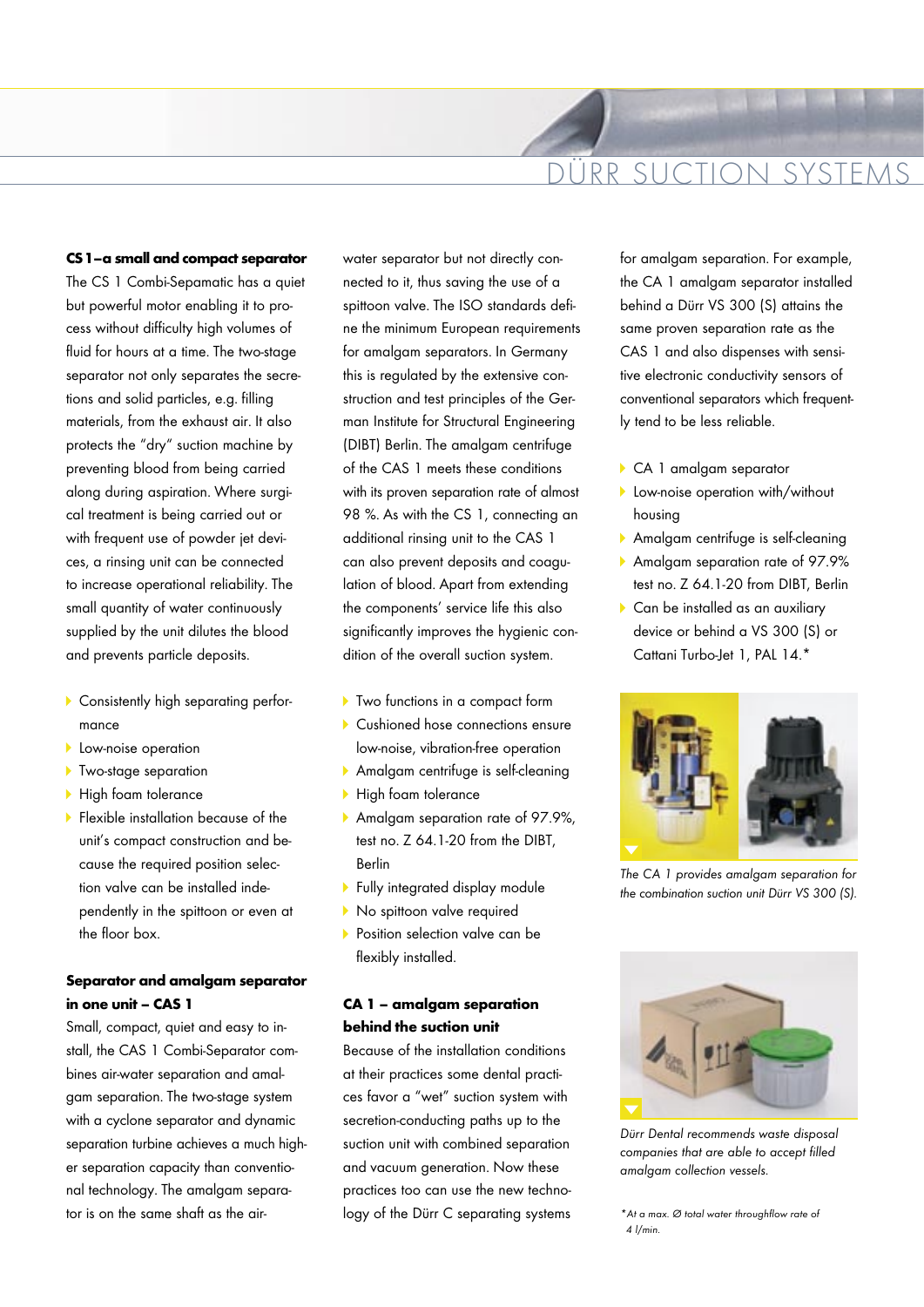## CS 1 – a small and compact separator

The CS 1 Combi-Sepamatic has a quiet but powerful motor enabling it to process without difficulty high volumes of fluid for hours at a time. The two-stage separator not only separates the secretions and solid particles, e.g. filling materials, from the exhaust air. It also protects the "dry" suction machine by preventing blood from being carried along during aspiration. Where surgical treatment is being carried out or with frequent use of powder jet devices, a rinsing unit can be connected to increase operational reliability. The small quantity of water continuously supplied by the unit dilutes the blood and prevents particle deposits.

- Consistently high separating performance
- Low-noise operation
- Two-stage separation
- High foam tolerance
- Flexible installation because of the unit's compact construction and because the required position selection valve can be installed independently in the spittoon or even at the floor box.

## Separator and amalgam separator in one unit – CAS 1

Small, compact, quiet and easy to install, the CAS 1 Combi-Separator combines air-water separation and amalgam separation. The two-stage system with a cyclone separator and dynamic separation turbine achieves a much higher separation capacity than conventional technology. The amalgam separator is on the same shaft as the air-water separator but not directly connected to it, thus saving the use of a spittoon valve. The ISO standards define the minimum European requirements for amalgam separators. In Germany this is regulated by the extensive construction and test principles of the German Institute for Structural Engineering (DIBT) Berlin. The amalgam centrifuge of the CAS 1 meets these conditions with its proven separation rate of almost 98 %. As with the CS 1, connecting an additional rinsing unit to the CAS 1 can also prevent deposits and coagulation of blood. Apart from extending the components' service life this also significantly improves the hygienic condition of the overall suction system.

- Two functions in a compact form
- Cushioned hose connections ensure low-noise, vibration-free operation
- Amalgam centrifuge is self-cleaning
- High foam tolerance
- Amalgam separation rate of 97.9%, test no. Z 64.1-20 from the DIBT, Berlin
- Fully integrated display module
- No spittoon valve required
- Position selection valve can be flexibly installed.

## CA 1 – amalgam separation behind the suction unit

Because of the installation conditions at their practices some dental practices favor a "wet" suction system with secretion-conducting paths up to the suction unit with combined separation and vacuum generation. Now these practices too can use the new technology of the Dürr C separating systems for amalgam separation. For example, the CA 1 amalgam separator installed behind a Dürr VS 300 (S) attains the same proven separation rate as the CAS 1 and also dispenses with sensitive electronic conductivity sensors of conventional separators which frequently tend to be less reliable.

- CA 1 amalgam separator
- Low-noise operation with/without housing
- Amalgam centrifuge is self-cleaning
- Amalgam separation rate of 97.9% test no. Z 64.1-20 from DIBT, Berlin
- Can be installed as an auxiliary device or behind a VS 300 (S) or Cattani Turbo-Jet 1, PAL 14.*

*The CA 1 provides amalgam separation for the combination suction unit Dürr VS 300 (S).*

*Dürr Dental recommends waste disposal companies that are able to accept filled amalgam collection vessels.*

*At a max. Ø total water throughflow rate of 4 l/min.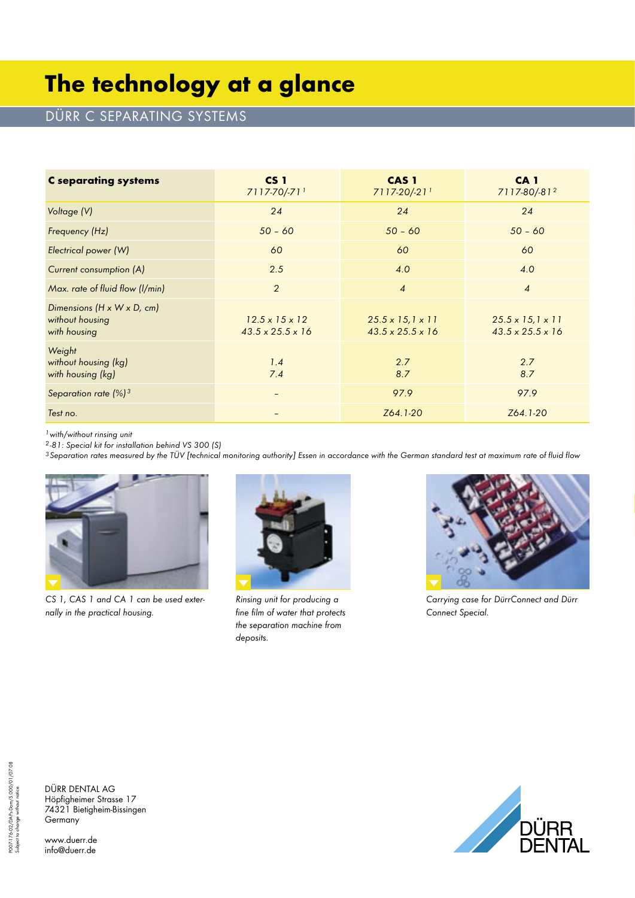# The technology at a glance

## DÜRR C SEPARATING SYSTEMS

| C separating systems | CS 1 7117-70/-71 [1] | CAS 1 7117-20/-21 [1] | CA 1 7117-80/-81 [2] |
|---|---|---|---|
| Voltage (V) | 24 | 24 | 24 |
| Frequency (Hz) | 50 – 60 | 50 – 60 | 50 – 60 |
| Electrical power (W) | 60 | 60 | 60 |
| Current consumption (A) | 2.5 | 4.0 | 4.0 |
| Max. rate of fluid flow (l/min) | 2 | 4 | 4 |
| Dimensions (H x W x D, cm) without housing with housing | 12.5 x 15 x 12 43.5 x 25.5 x 16 | 25.5 x 15,1 x 11 43.5 x 25.5 x 16 | 25.5 x 15,1 x 11 43.5 x 25.5 x 16 |
| Weight without housing (kg) with housing (kg) | 1.4 7.4 | 2.7 8.7 | 2.7 8.7 |
| Separation rate (%) [3] | – | 97.9 | 97.9 |
| Test no. | – | Z64.1-20 | Z64.1-20 |

[1] with/without rinsing unit
[2] -81: Special kit for installation behind VS 300 (S)
[3] Separation rates measured by the TÜV [technical monitoring authority] Essen in accordance with the German standard test at maximum rate of fluid flow

*CS 1, CAS 1 and CA 1 can be used externally in the practical housing.*

*Rinsing unit for producing a fine film of water that protects the separation machine from deposits.*

*Carrying case for DürrConnect and Dürr Connect Special.*

DÜRR DENTAL AG
Höpfigheimer Strasse 17
74321 Bietigheim-Bissingen
Germany

www.duerr.de
info@duerr.de

P007-176-02/DAPs-Dam/5.000/01/07.08
Subject to change without notice.

DÜRR DENTAL